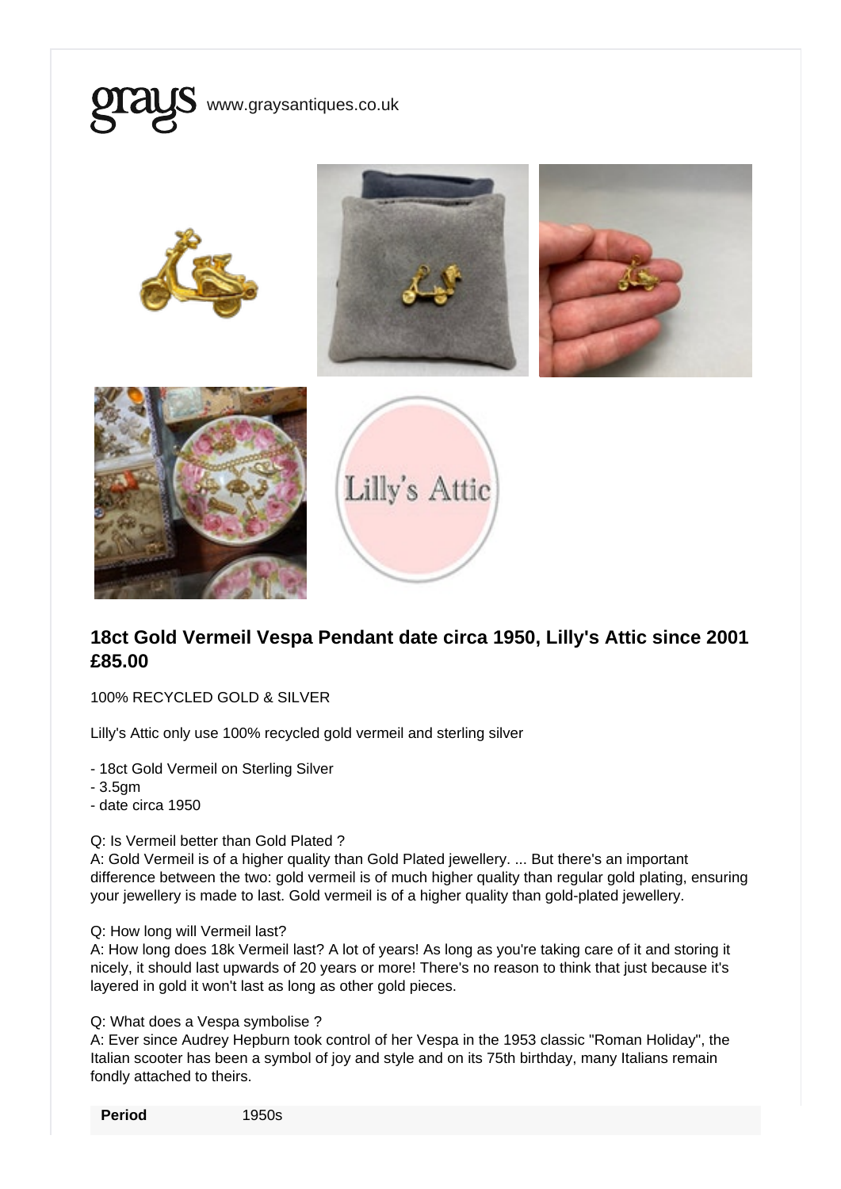grays www.graysantiques.co.uk

## 18ct Gold Vermeil Vespa Pendant date circa 1950, Lilly's Attic since 2001
**£85.00**

100% RECYCLED GOLD & SILVER

Lilly's Attic only use 100% recycled gold vermeil and sterling silver

- 18ct Gold Vermeil on Sterling Silver
- 3.5gm
- date circa 1950

Q: Is Vermeil better than Gold Plated ?
A: Gold Vermeil is of a higher quality than Gold Plated jewellery. ... But there's an important difference between the two: gold vermeil is of much higher quality than regular gold plating, ensuring your jewellery is made to last. Gold vermeil is of a higher quality than gold-plated jewellery.

Q: How long will Vermeil last?
A: How long does 18k Vermeil last? A lot of years! As long as you're taking care of it and storing it nicely, it should last upwards of 20 years or more! There's no reason to think that just because it's layered in gold it won't last as long as other gold pieces.

Q: What does a Vespa symbolise ?
A: Ever since Audrey Hepburn took control of her Vespa in the 1953 classic "Roman Holiday", the Italian scooter has been a symbol of joy and style and on its 75th birthday, many Italians remain fondly attached to theirs.

| **Period** | 1950s |
|---|---|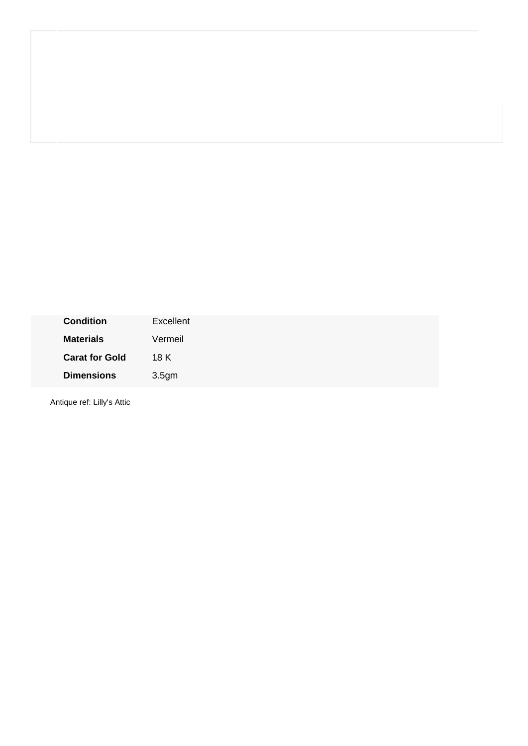| | |
|---|---|
| **Condition** | Excellent |
| **Materials** | Vermeil |
| **Carat for Gold** | 18 K |
| **Dimensions** | 3.5gm |

Antique ref: Lilly's Attic